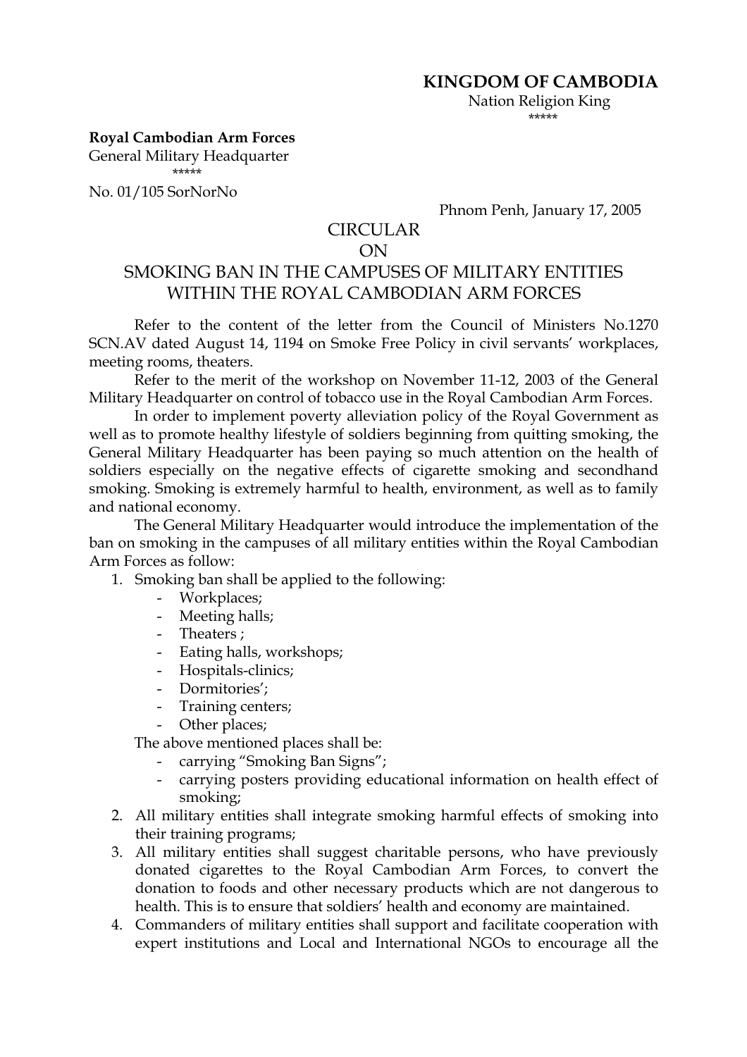**KINGDOM OF CAMBODIA**
Nation Religion King
\*\*\*\*\*

**Royal Cambodian Arm Forces**
General Military Headquarter
\*\*\*\*\*

No. 01/105 SorNorNo

Phnom Penh, January 17, 2005

# CIRCULAR
# ON
# SMOKING BAN IN THE CAMPUSES OF MILITARY ENTITIES WITHIN THE ROYAL CAMBODIAN ARM FORCES

Refer to the content of the letter from the Council of Ministers No.1270 SCN.AV dated August 14, 1194 on Smoke Free Policy in civil servants' workplaces, meeting rooms, theaters.

Refer to the merit of the workshop on November 11-12, 2003 of the General Military Headquarter on control of tobacco use in the Royal Cambodian Arm Forces.

In order to implement poverty alleviation policy of the Royal Government as well as to promote healthy lifestyle of soldiers beginning from quitting smoking, the General Military Headquarter has been paying so much attention on the health of soldiers especially on the negative effects of cigarette smoking and secondhand smoking. Smoking is extremely harmful to health, environment, as well as to family and national economy.

The General Military Headquarter would introduce the implementation of the ban on smoking in the campuses of all military entities within the Royal Cambodian Arm Forces as follow:

1. Smoking ban shall be applied to the following:
   - Workplaces;
   - Meeting halls;
   - Theaters ;
   - Eating halls, workshops;
   - Hospitals-clinics;
   - Dormitories';
   - Training centers;
   - Other places;

   The above mentioned places shall be:
   - carrying "Smoking Ban Signs";
   - carrying posters providing educational information on health effect of smoking;
2. All military entities shall integrate smoking harmful effects of smoking into their training programs;
3. All military entities shall suggest charitable persons, who have previously donated cigarettes to the Royal Cambodian Arm Forces, to convert the donation to foods and other necessary products which are not dangerous to health. This is to ensure that soldiers' health and economy are maintained.
4. Commanders of military entities shall support and facilitate cooperation with expert institutions and Local and International NGOs to encourage all the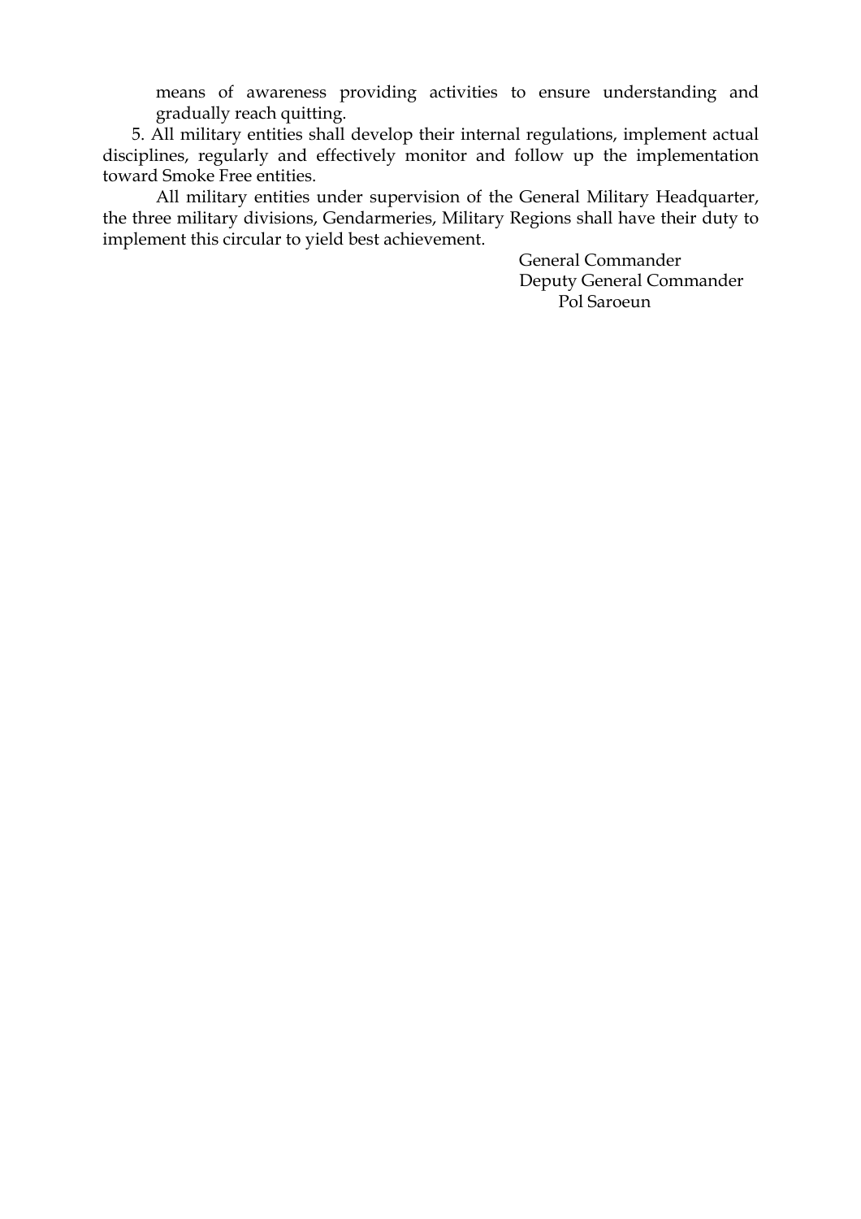means of awareness providing activities to ensure understanding and gradually reach quitting.

5. All military entities shall develop their internal regulations, implement actual disciplines, regularly and effectively monitor and follow up the implementation toward Smoke Free entities.

All military entities under supervision of the General Military Headquarter, the three military divisions, Gendarmeries, Military Regions shall have their duty to implement this circular to yield best achievement.

General Commander  
Deputy General Commander  
Pol Saroeun